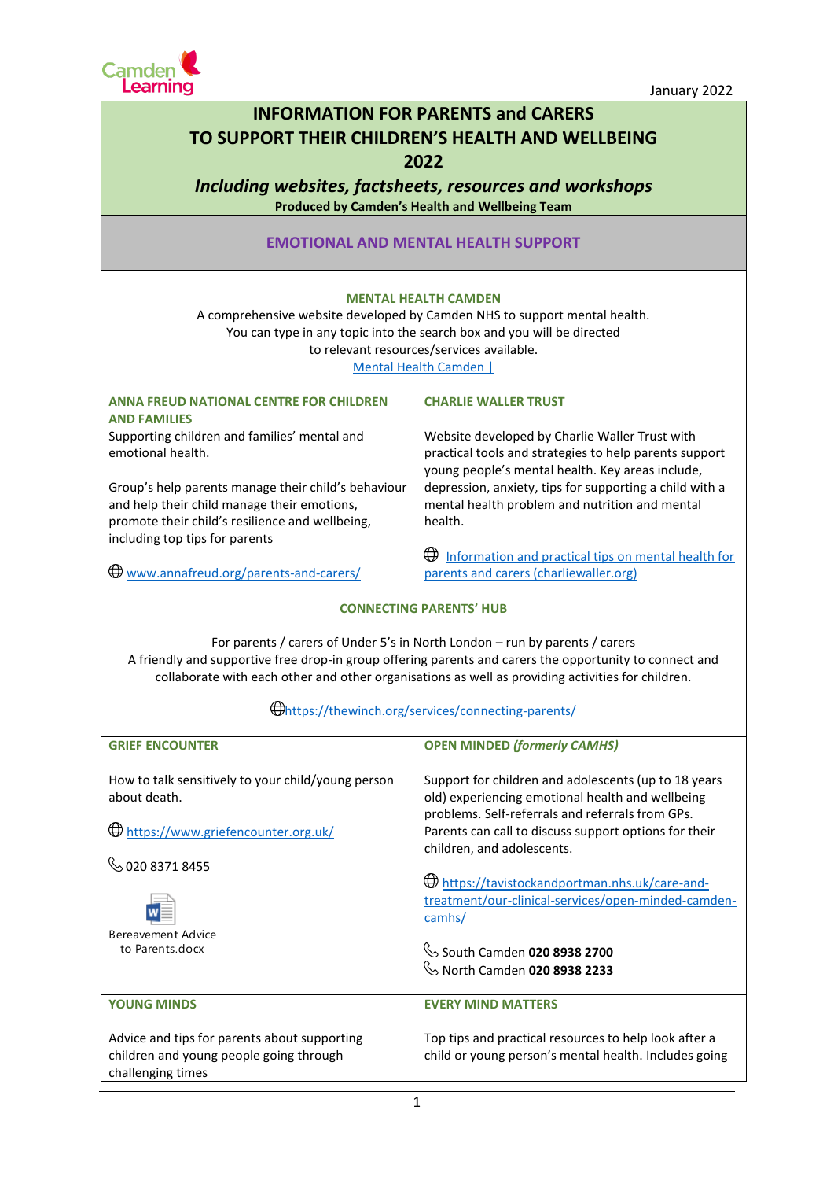Camden Learning

January 2022

# INFORMATION FOR PARENTS and CARERS TO SUPPORT THEIR CHILDREN'S HEALTH AND WELLBEING 2022

## *Including websites, factsheets, resources and workshops*

**Produced by Camden's Health and Wellbeing Team**

## EMOTIONAL AND MENTAL HEALTH SUPPORT

### MENTAL HEALTH CAMDEN

A comprehensive website developed by Camden NHS to support mental health.
You can type in any topic into the search box and you will be directed to relevant resources/services available.

[Mental Health Camden |](Mental Health Camden |)

### ANNA FREUD NATIONAL CENTRE FOR CHILDREN AND FAMILIES

Supporting children and families' mental and emotional health.

Group's help parents manage their child's behaviour and help their child manage their emotions, promote their child's resilience and wellbeing, including top tips for parents

🌐 www.annafreud.org/parents-and-carers/

### CHARLIE WALLER TRUST

Website developed by Charlie Waller Trust with practical tools and strategies to help parents support young people's mental health. Key areas include, depression, anxiety, tips for supporting a child with a mental health problem and nutrition and mental health.

🌐 Information and practical tips on mental health for parents and carers (charliewaller.org)

### CONNECTING PARENTS' HUB

For parents / carers of Under 5's in North London – run by parents / carers
A friendly and supportive free drop-in group offering parents and carers the opportunity to connect and collaborate with each other and other organisations as well as providing activities for children.

🌐 https://thewinch.org/services/connecting-parents/

### GRIEF ENCOUNTER

How to talk sensitively to your child/young person about death.

🌐 https://www.griefencounter.org.uk/

📞 020 8371 8455

Bereavement Advice to Parents.docx

### OPEN MINDED *(formerly CAMHS)*

Support for children and adolescents (up to 18 years old) experiencing emotional health and wellbeing problems. Self-referrals and referrals from GPs. Parents can call to discuss support options for their children, and adolescents.

🌐 https://tavistockandportman.nhs.uk/care-and-treatment/our-clinical-services/open-minded-camden-camhs/

📞 South Camden **020 8938 2700**
📞 North Camden **020 8938 2233**

### YOUNG MINDS

Advice and tips for parents about supporting children and young people going through challenging times

### EVERY MIND MATTERS

Top tips and practical resources to help look after a child or young person's mental health. Includes going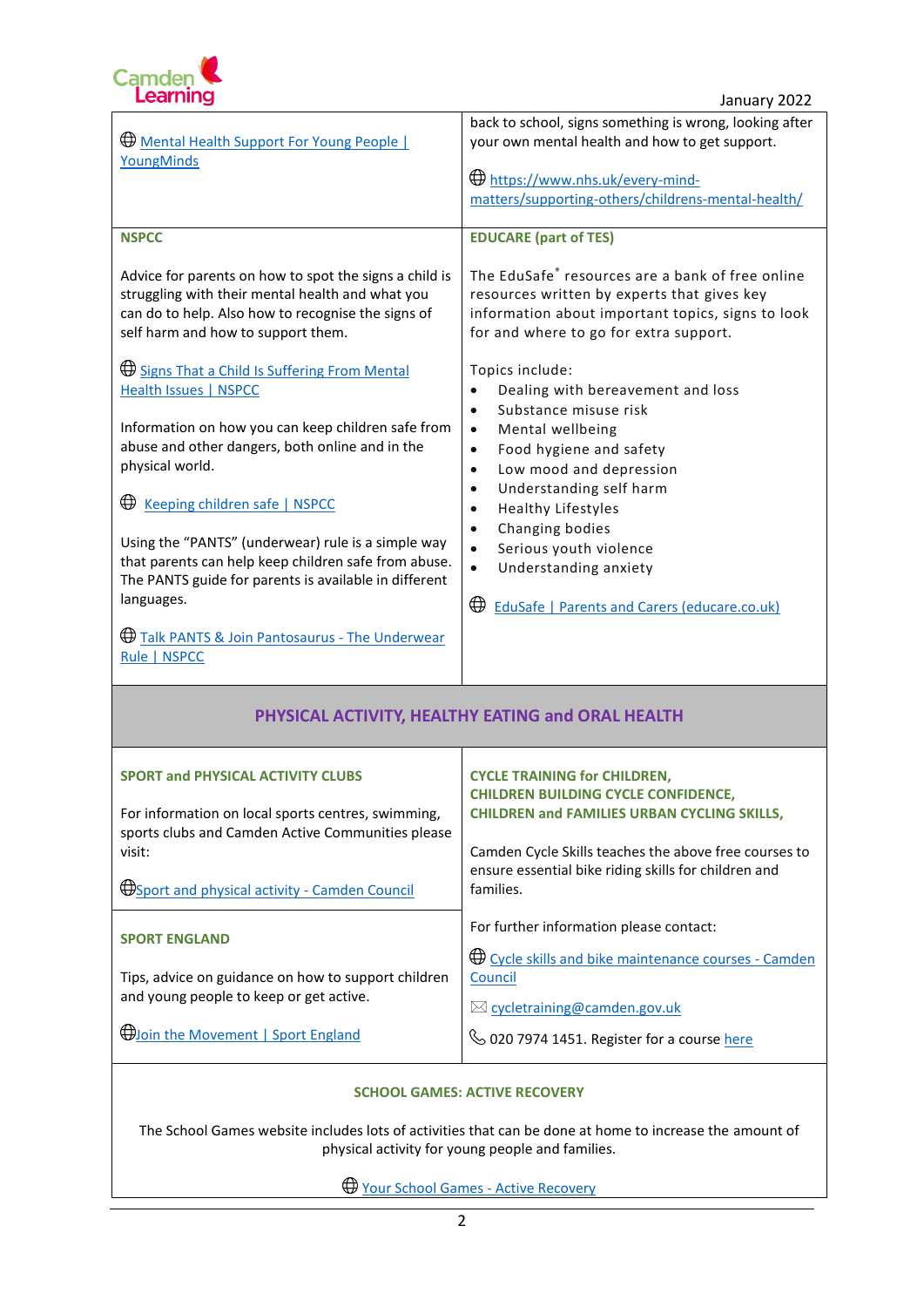🌐 Mental Health Support For Young People | YoungMinds

back to school, signs something is wrong, looking after your own mental health and how to get support.

🌐 https://www.nhs.uk/every-mind-matters/supporting-others/childrens-mental-health/

**NSPCC**

Advice for parents on how to spot the signs a child is struggling with their mental health and what you can do to help. Also how to recognise the signs of self harm and how to support them.

🌐 Signs That a Child Is Suffering From Mental Health Issues | NSPCC

Information on how you can keep children safe from abuse and other dangers, both online and in the physical world.

🌐 Keeping children safe | NSPCC

Using the "PANTS" (underwear) rule is a simple way that parents can help keep children safe from abuse. The PANTS guide for parents is available in different languages.

🌐 Talk PANTS & Join Pantosaurus - The Underwear Rule | NSPCC

**EDUCARE (part of TES)**

The EduSafe® resources are a bank of free online resources written by experts that gives key information about important topics, signs to look for and where to go for extra support.

Topics include:

- Dealing with bereavement and loss
- Substance misuse risk
- Mental wellbeing
- Food hygiene and safety
- Low mood and depression
- Understanding self harm
- Healthy Lifestyles
- Changing bodies
- Serious youth violence
- Understanding anxiety

🌐 EduSafe | Parents and Carers (educare.co.uk)

## PHYSICAL ACTIVITY, HEALTHY EATING and ORAL HEALTH

**SPORT and PHYSICAL ACTIVITY CLUBS**

For information on local sports centres, swimming, sports clubs and Camden Active Communities please visit:

🌐 Sport and physical activity - Camden Council

**SPORT ENGLAND**

Tips, advice on guidance on how to support children and young people to keep or get active.

🌐 Join the Movement | Sport England

**CYCLE TRAINING for CHILDREN, CHILDREN BUILDING CYCLE CONFIDENCE, CHILDREN and FAMILIES URBAN CYCLING SKILLS,**

Camden Cycle Skills teaches the above free courses to ensure essential bike riding skills for children and families.

For further information please contact:

🌐 Cycle skills and bike maintenance courses - Camden Council

✉ cycletraining@camden.gov.uk

📞 020 7974 1451. Register for a course here

**SCHOOL GAMES: ACTIVE RECOVERY**

The School Games website includes lots of activities that can be done at home to increase the amount of physical activity for young people and families.

🌐 Your School Games - Active Recovery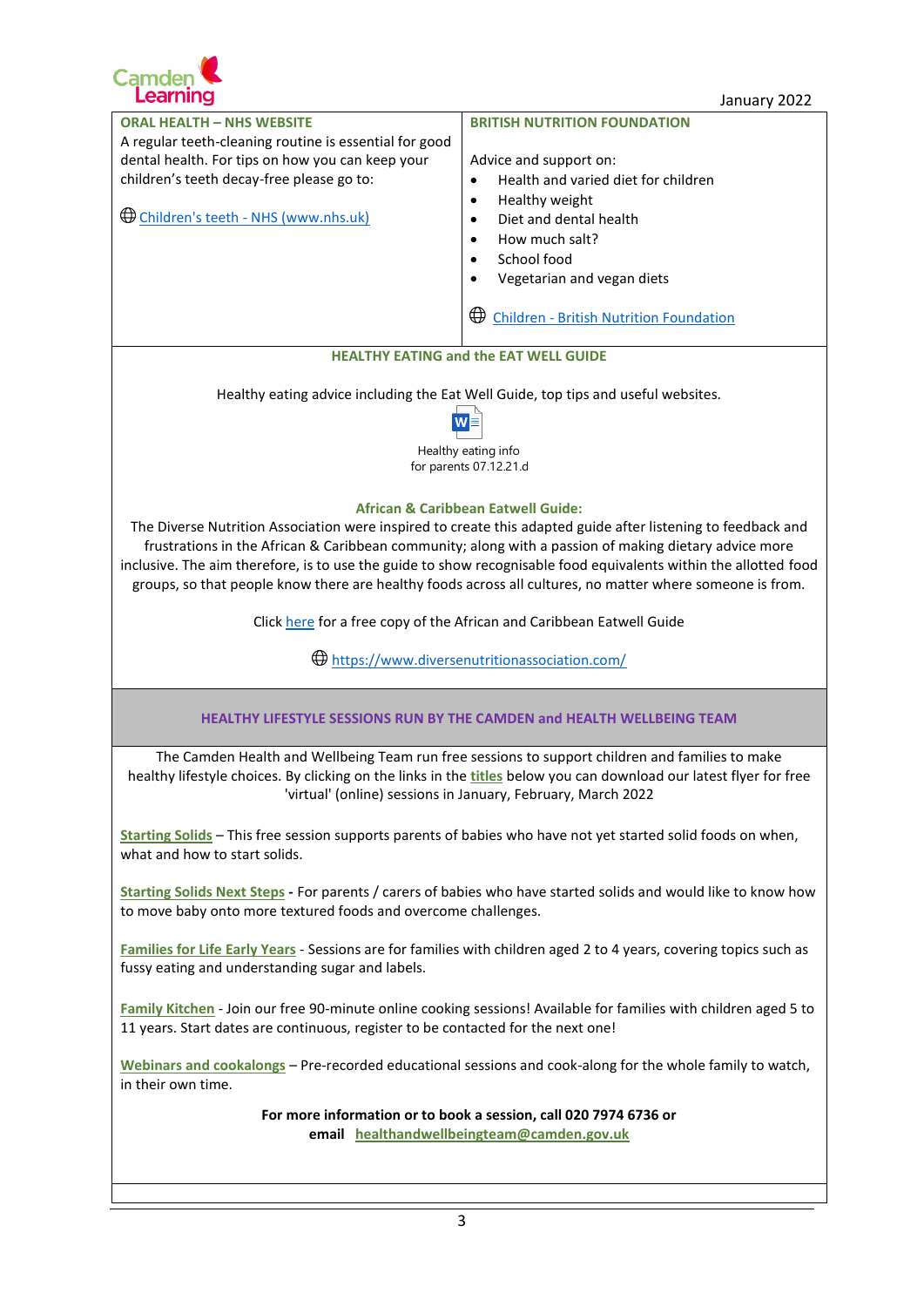January 2022

## ORAL HEALTH – NHS WEBSITE

A regular teeth-cleaning routine is essential for good dental health. For tips on how you can keep your children's teeth decay-free please go to:

🌐 [Children's teeth - NHS (www.nhs.uk)]()

## BRITISH NUTRITION FOUNDATION

Advice and support on:

- Health and varied diet for children
- Healthy weight
- Diet and dental health
- How much salt?
- School food
- Vegetarian and vegan diets

🌐 [Children - British Nutrition Foundation]()

## HEALTHY EATING and the EAT WELL GUIDE

Healthy eating advice including the Eat Well Guide, top tips and useful websites.

Healthy eating info for parents 07.12.21.d

### African & Caribbean Eatwell Guide:

The Diverse Nutrition Association were inspired to create this adapted guide after listening to feedback and frustrations in the African & Caribbean community; along with a passion of making dietary advice more inclusive. The aim therefore, is to use the guide to show recognisable food equivalents within the allotted food groups, so that people know there are healthy foods across all cultures, no matter where someone is from.

Click [here]() for a free copy of the African and Caribbean Eatwell Guide

🌐 https://www.diversenutritionassociation.com/

## HEALTHY LIFESTYLE SESSIONS RUN BY THE CAMDEN and HEALTH WELLBEING TEAM

The Camden Health and Wellbeing Team run free sessions to support children and families to make healthy lifestyle choices. By clicking on the links in the **titles** below you can download our latest flyer for free 'virtual' (online) sessions in January, February, March 2022

**Starting Solids** – This free session supports parents of babies who have not yet started solid foods on when, what and how to start solids.

**Starting Solids Next Steps** - For parents / carers of babies who have started solids and would like to know how to move baby onto more textured foods and overcome challenges.

**Families for Life Early Years** - Sessions are for families with children aged 2 to 4 years, covering topics such as fussy eating and understanding sugar and labels.

**Family Kitchen** - Join our free 90-minute online cooking sessions! Available for families with children aged 5 to 11 years. Start dates are continuous, register to be contacted for the next one!

**Webinars and cookalongs** – Pre-recorded educational sessions and cook-along for the whole family to watch, in their own time.

**For more information or to book a session, call 020 7974 6736 or email healthandwellbeingteam@camden.gov.uk**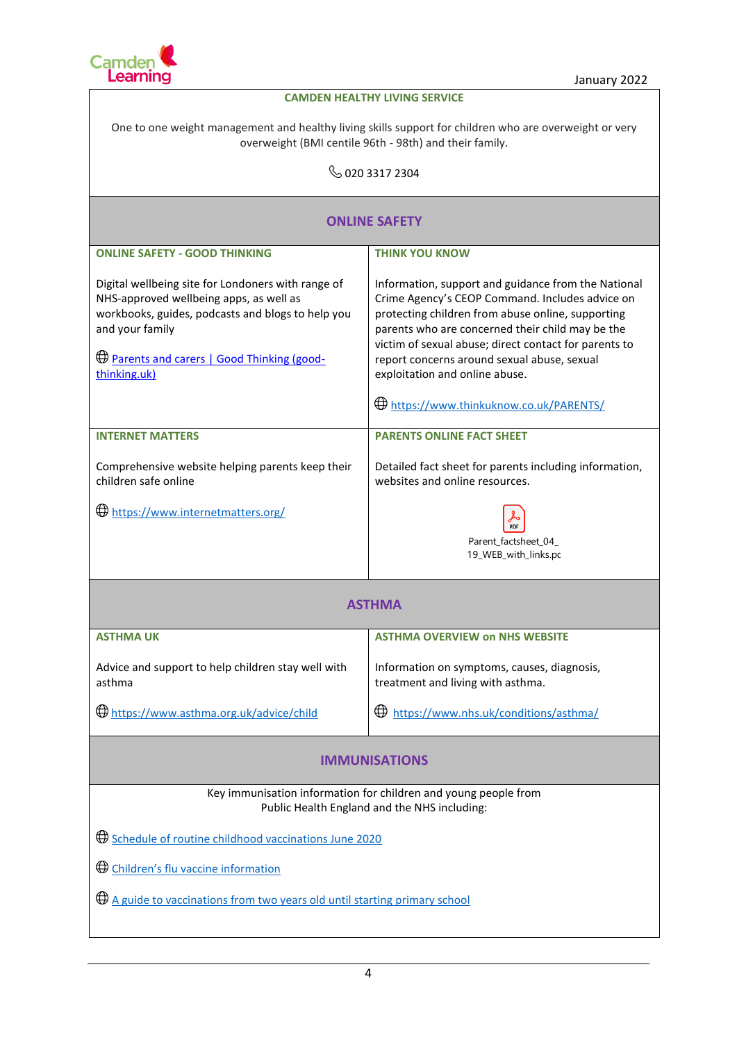January 2022

| | |
|---|---|
| **CAMDEN HEALTHY LIVING SERVICE**<br><br>One to one weight management and healthy living skills support for children who are overweight or very overweight (BMI centile 96th - 98th) and their family.<br><br>020 3317 2304 | |

## ONLINE SAFETY

| | |
|---|---|
| **ONLINE SAFETY - GOOD THINKING**<br><br>Digital wellbeing site for Londoners with range of NHS-approved wellbeing apps, as well as workbooks, guides, podcasts and blogs to help you and your family<br><br>[Parents and carers \| Good Thinking (good-thinking.uk)] | **THINK YOU KNOW**<br><br>Information, support and guidance from the National Crime Agency's CEOP Command. Includes advice on protecting children from abuse online, supporting parents who are concerned their child may be the victim of sexual abuse; direct contact for parents to report concerns around sexual abuse, sexual exploitation and online abuse.<br><br>https://www.thinkuknow.co.uk/PARENTS/ |
| **INTERNET MATTERS**<br><br>Comprehensive website helping parents keep their children safe online<br><br>https://www.internetmatters.org/ | **PARENTS ONLINE FACT SHEET**<br><br>Detailed fact sheet for parents including information, websites and online resources.<br><br>Parent_factsheet_04_19_WEB_with_links.pc |

## ASTHMA

| | |
|---|---|
| **ASTHMA UK**<br><br>Advice and support to help children stay well with asthma<br><br>https://www.asthma.org.uk/advice/child | **ASTHMA OVERVIEW on NHS WEBSITE**<br><br>Information on symptoms, causes, diagnosis, treatment and living with asthma.<br><br>https://www.nhs.uk/conditions/asthma/ |

## IMMUNISATIONS

Key immunisation information for children and young people from Public Health England and the NHS including:

- Schedule of routine childhood vaccinations June 2020
- Children's flu vaccine information
- A guide to vaccinations from two years old until starting primary school